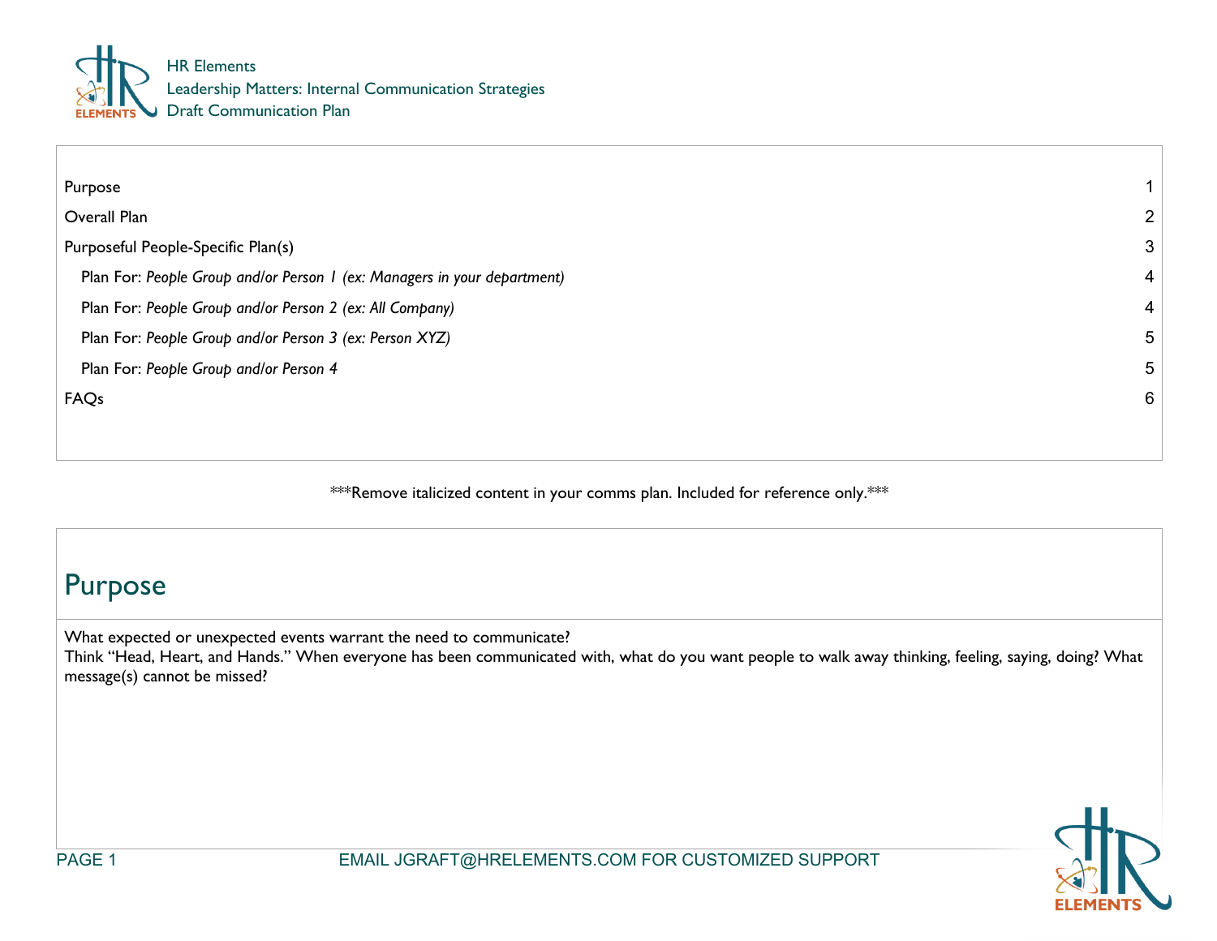HR Elements
Leadership Matters: Internal Communication Strategies
Draft Communication Plan

| | |
|---|---|
| Purpose | 1 |
| Overall Plan | 2 |
| Purposeful People-Specific Plan(s) | 3 |
| Plan For: *People Group and/or Person 1 (ex: Managers in your department)* | 4 |
| Plan For: *People Group and/or Person 2 (ex: All Company)* | 4 |
| Plan For: *People Group and/or Person 3 (ex: Person XYZ)* | 5 |
| Plan For: *People Group and/or Person 4* | 5 |
| FAQs | 6 |

***Remove italicized content in your comms plan. Included for reference only.***

# Purpose

What expected or unexpected events warrant the need to communicate?
Think "Head, Heart, and Hands." When everyone has been communicated with, what do you want people to walk away thinking, feeling, saying, doing? What message(s) cannot be missed?

EMAIL JGRAFT@HRELEMENTS.COM FOR CUSTOMIZED SUPPORT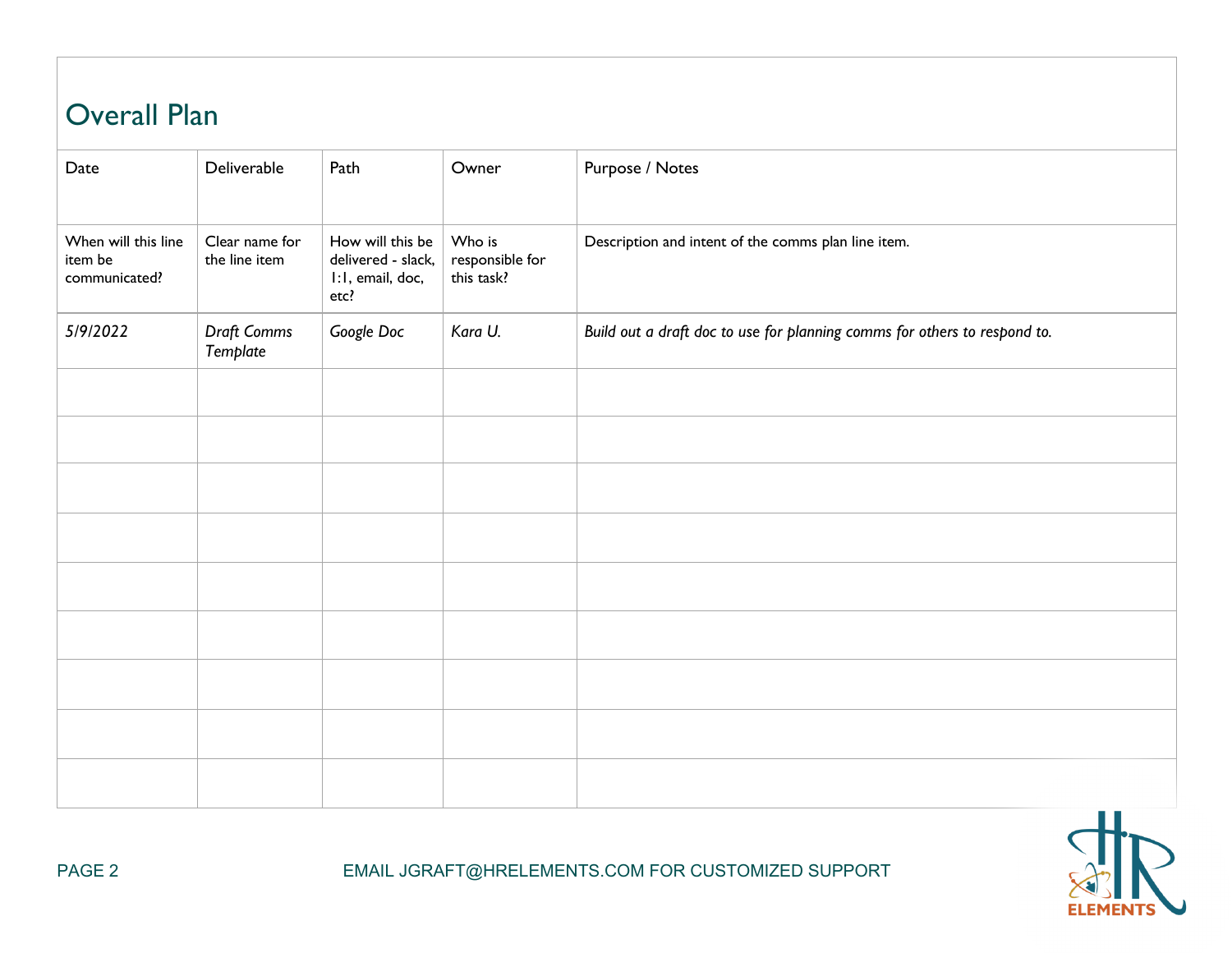## Overall Plan

| Date | Deliverable | Path | Owner | Purpose / Notes |
|---|---|---|---|---|
| When will this line item be communicated? | Clear name for the line item | How will this be delivered - slack, 1:1, email, doc, etc? | Who is responsible for this task? | Description and intent of the comms plan line item. |
| *5/9/2022* | *Draft Comms Template* | *Google Doc* | *Kara U.* | *Build out a draft doc to use for planning comms for others to respond to.* |
| | | | | |
| | | | | |
| | | | | |
| | | | | |
| | | | | |
| | | | | |
| | | | | |
| | | | | |
| | | | | |

EMAIL JGRAFT@HRELEMENTS.COM FOR CUSTOMIZED SUPPORT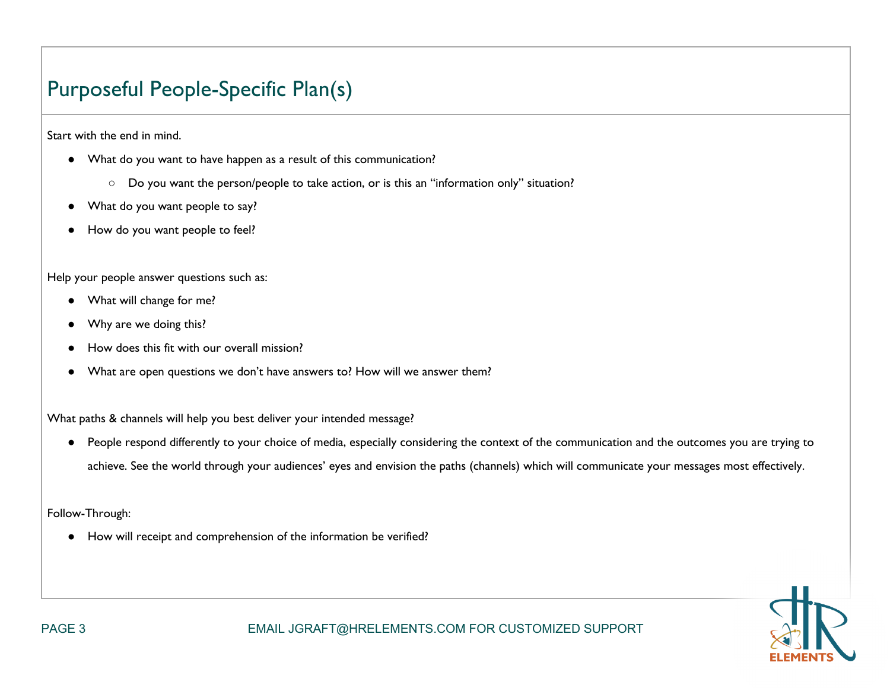## Purposeful People-Specific Plan(s)

Start with the end in mind.

- What do you want to have happen as a result of this communication?
    - Do you want the person/people to take action, or is this an "information only" situation?
- What do you want people to say?
- How do you want people to feel?

Help your people answer questions such as:

- What will change for me?
- Why are we doing this?
- How does this fit with our overall mission?
- What are open questions we don't have answers to? How will we answer them?

What paths & channels will help you best deliver your intended message?

- People respond differently to your choice of media, especially considering the context of the communication and the outcomes you are trying to achieve. See the world through your audiences' eyes and envision the paths (channels) which will communicate your messages most effectively.

Follow-Through:

- How will receipt and comprehension of the information be verified?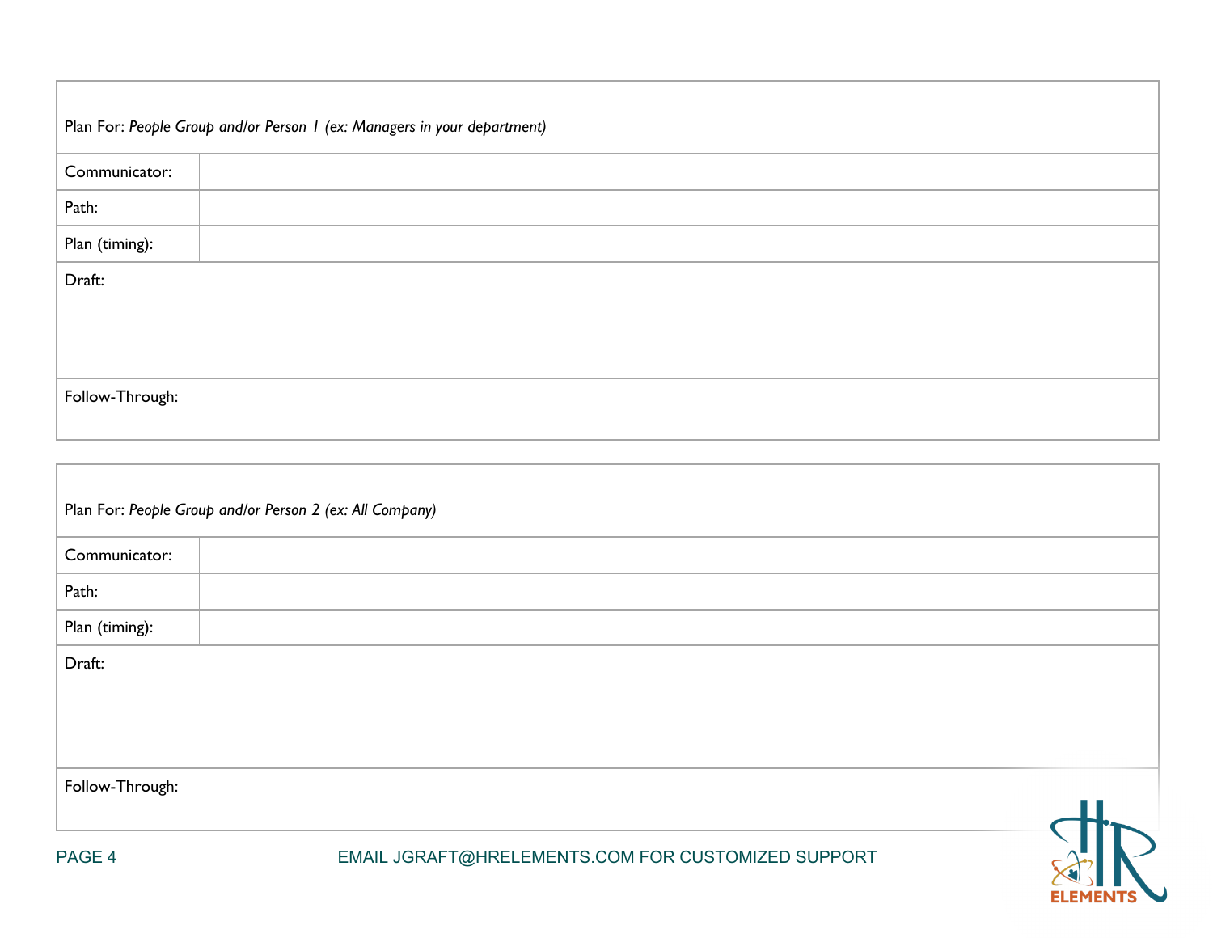| Plan For: *People Group and/or Person 1 (ex: Managers in your department)* | |
|---|---|
| Communicator: | |
| Path: | |
| Plan (timing): | |
| Draft: | |
| Follow-Through: | |

| Plan For: *People Group and/or Person 2 (ex: All Company)* | |
|---|---|
| Communicator: | |
| Path: | |
| Plan (timing): | |
| Draft: | |
| Follow-Through: | |

EMAIL JGRAFT@HRELEMENTS.COM FOR CUSTOMIZED SUPPORT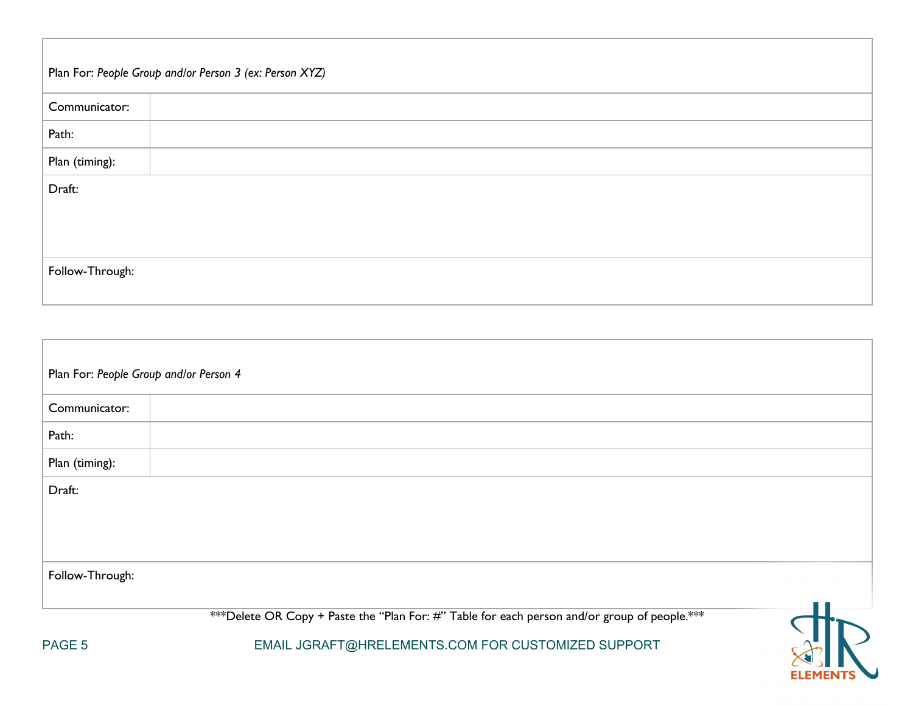| Plan For: *People Group and/or Person 3 (ex: Person XYZ)* | |
|---|---|
| Communicator: | |
| Path: | |
| Plan (timing): | |
| Draft: | |
| Follow-Through: | |

| Plan For: *People Group and/or Person 4* | |
|---|---|
| Communicator: | |
| Path: | |
| Plan (timing): | |
| Draft: | |
| Follow-Through: | |

***Delete OR Copy + Paste the "Plan For: #" Table for each person and/or group of people.***

EMAIL JGRAFT@HRELEMENTS.COM FOR CUSTOMIZED SUPPORT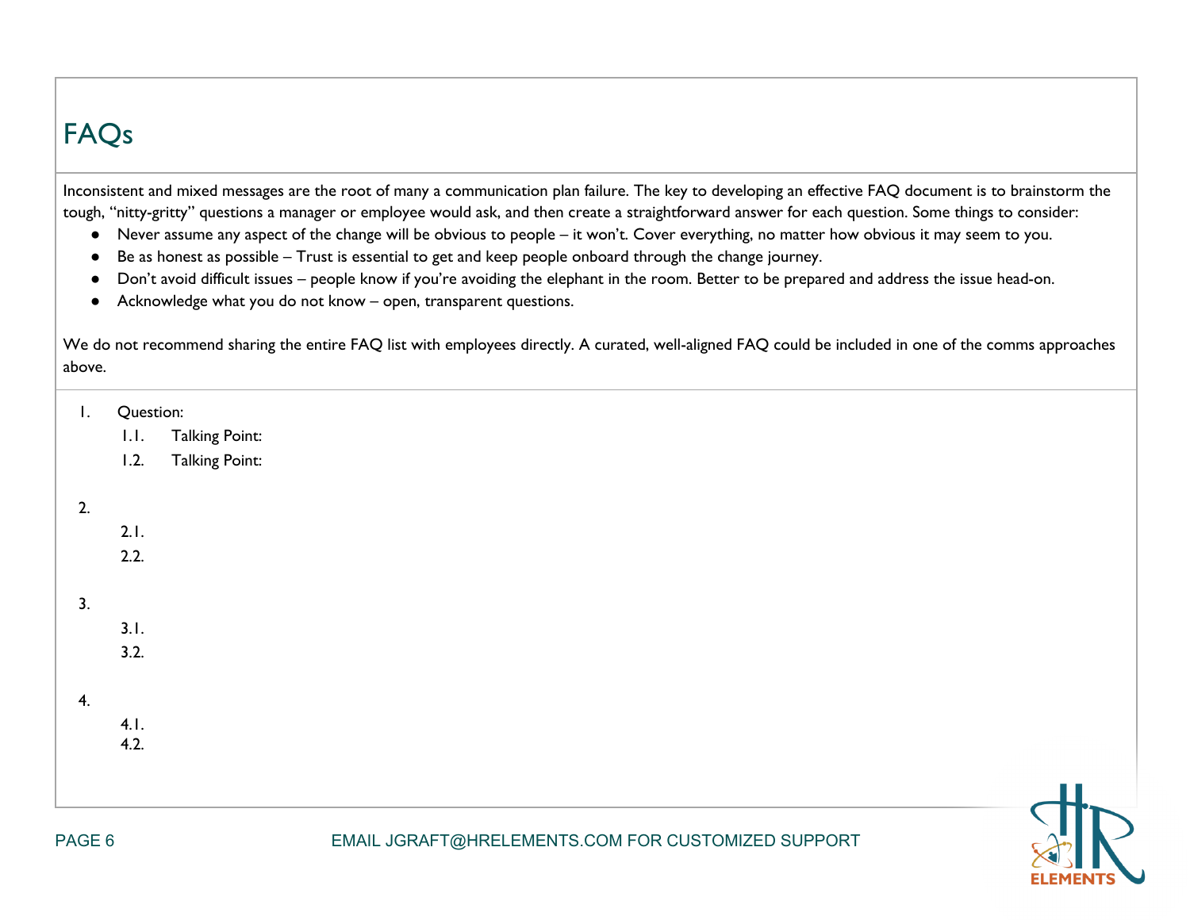## FAQs

Inconsistent and mixed messages are the root of many a communication plan failure. The key to developing an effective FAQ document is to brainstorm the tough, "nitty-gritty" questions a manager or employee would ask, and then create a straightforward answer for each question. Some things to consider:

- Never assume any aspect of the change will be obvious to people – it won't. Cover everything, no matter how obvious it may seem to you.
- Be as honest as possible – Trust is essential to get and keep people onboard through the change journey.
- Don't avoid difficult issues – people know if you're avoiding the elephant in the room. Better to be prepared and address the issue head-on.
- Acknowledge what you do not know – open, transparent questions.

We do not recommend sharing the entire FAQ list with employees directly. A curated, well-aligned FAQ could be included in one of the comms approaches above.

1. Question:
   1.1. Talking Point:
   1.2. Talking Point:

2.
   2.1.
   2.2.

3.
   3.1.
   3.2.

4.
   4.1.
   4.2.

EMAIL JGRAFT@HRELEMENTS.COM FOR CUSTOMIZED SUPPORT